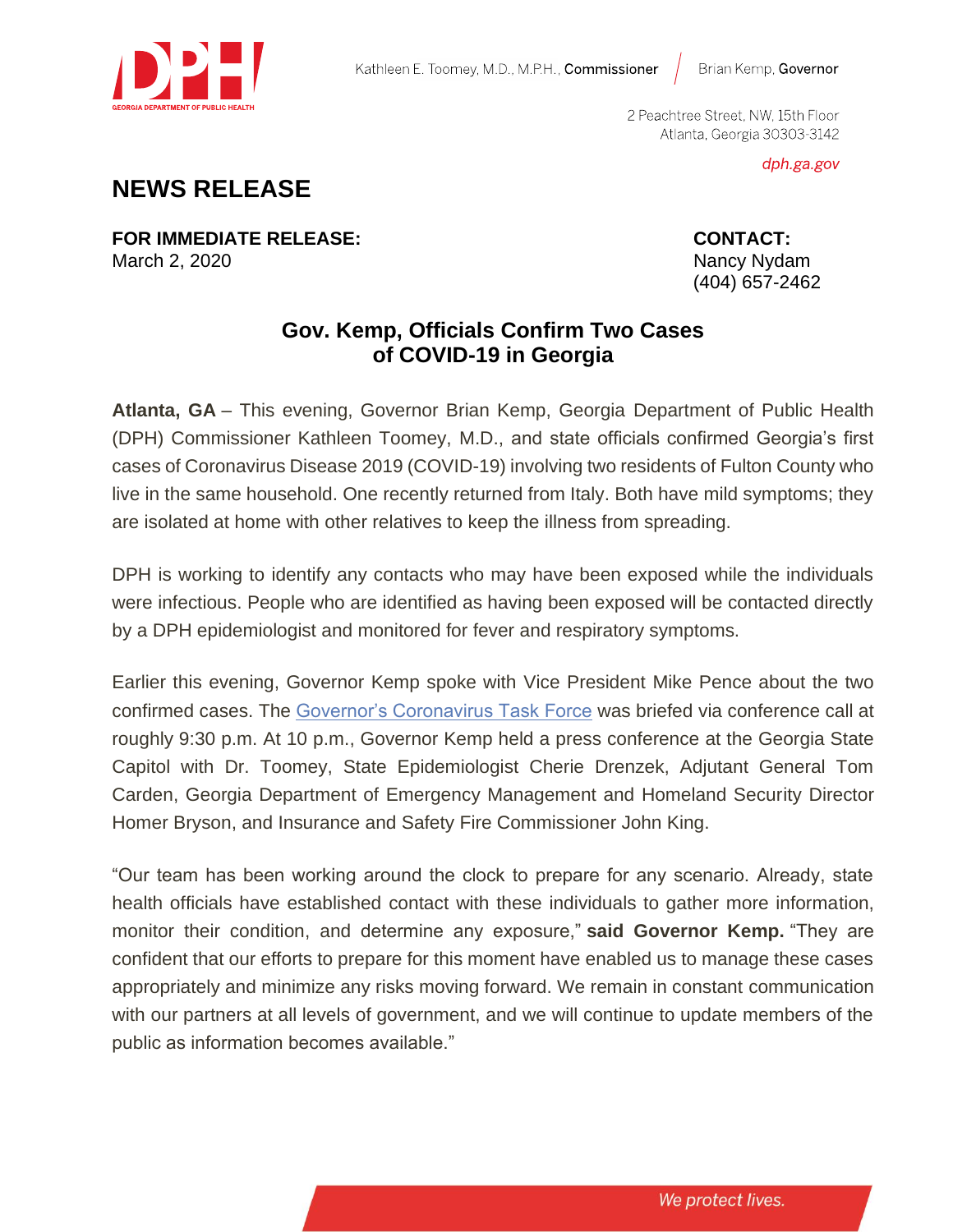Kathleen E. Toomey, M.D., M.P.H., **Commissioner** | Brian Kemp, **Governor**

2 Peachtree Street, NW, 15th Floor
Atlanta, Georgia 30303-3142

*dph.ga.gov*

# NEWS RELEASE

**FOR IMMEDIATE RELEASE:**
March 2, 2020

**CONTACT:**
Nancy Nydam
(404) 657-2462

## Gov. Kemp, Officials Confirm Two Cases of COVID-19 in Georgia

**Atlanta, GA** – This evening, Governor Brian Kemp, Georgia Department of Public Health (DPH) Commissioner Kathleen Toomey, M.D., and state officials confirmed Georgia's first cases of Coronavirus Disease 2019 (COVID-19) involving two residents of Fulton County who live in the same household. One recently returned from Italy. Both have mild symptoms; they are isolated at home with other relatives to keep the illness from spreading.

DPH is working to identify any contacts who may have been exposed while the individuals were infectious. People who are identified as having been exposed will be contacted directly by a DPH epidemiologist and monitored for fever and respiratory symptoms.

Earlier this evening, Governor Kemp spoke with Vice President Mike Pence about the two confirmed cases. The Governor's Coronavirus Task Force was briefed via conference call at roughly 9:30 p.m. At 10 p.m., Governor Kemp held a press conference at the Georgia State Capitol with Dr. Toomey, State Epidemiologist Cherie Drenzek, Adjutant General Tom Carden, Georgia Department of Emergency Management and Homeland Security Director Homer Bryson, and Insurance and Safety Fire Commissioner John King.

"Our team has been working around the clock to prepare for any scenario. Already, state health officials have established contact with these individuals to gather more information, monitor their condition, and determine any exposure," **said Governor Kemp.** "They are confident that our efforts to prepare for this moment have enabled us to manage these cases appropriately and minimize any risks moving forward. We remain in constant communication with our partners at all levels of government, and we will continue to update members of the public as information becomes available."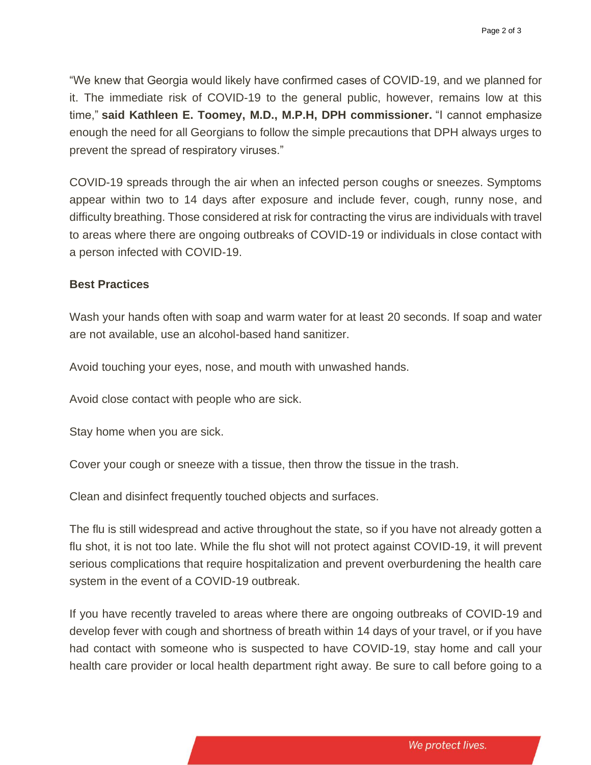"We knew that Georgia would likely have confirmed cases of COVID-19, and we planned for it. The immediate risk of COVID-19 to the general public, however, remains low at this time," **said Kathleen E. Toomey, M.D., M.P.H, DPH commissioner.** "I cannot emphasize enough the need for all Georgians to follow the simple precautions that DPH always urges to prevent the spread of respiratory viruses."

COVID-19 spreads through the air when an infected person coughs or sneezes. Symptoms appear within two to 14 days after exposure and include fever, cough, runny nose, and difficulty breathing. Those considered at risk for contracting the virus are individuals with travel to areas where there are ongoing outbreaks of COVID-19 or individuals in close contact with a person infected with COVID-19.

**Best Practices**

Wash your hands often with soap and warm water for at least 20 seconds. If soap and water are not available, use an alcohol-based hand sanitizer.

Avoid touching your eyes, nose, and mouth with unwashed hands.

Avoid close contact with people who are sick.

Stay home when you are sick.

Cover your cough or sneeze with a tissue, then throw the tissue in the trash.

Clean and disinfect frequently touched objects and surfaces.

The flu is still widespread and active throughout the state, so if you have not already gotten a flu shot, it is not too late. While the flu shot will not protect against COVID-19, it will prevent serious complications that require hospitalization and prevent overburdening the health care system in the event of a COVID-19 outbreak.

If you have recently traveled to areas where there are ongoing outbreaks of COVID-19 and develop fever with cough and shortness of breath within 14 days of your travel, or if you have had contact with someone who is suspected to have COVID-19, stay home and call your health care provider or local health department right away. Be sure to call before going to a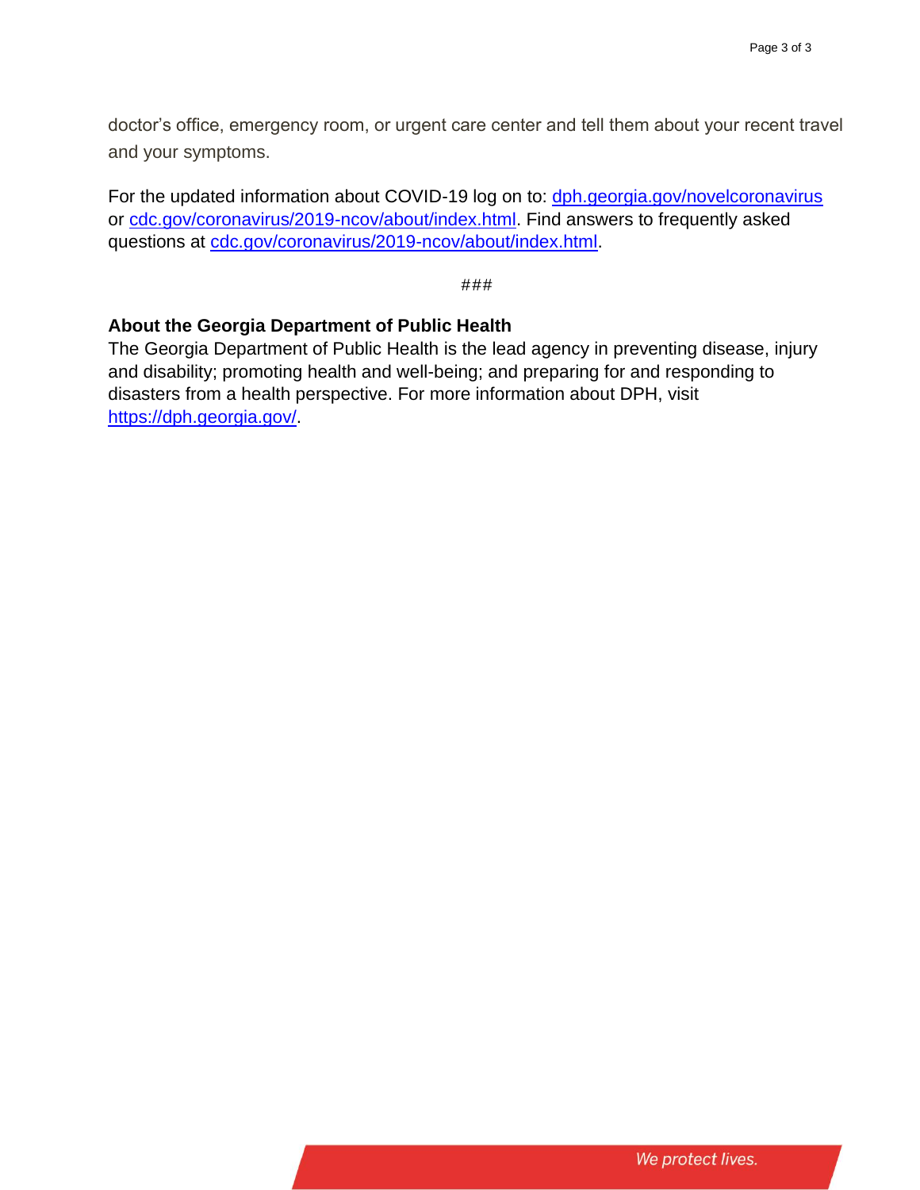doctor's office, emergency room, or urgent care center and tell them about your recent travel and your symptoms.

For the updated information about COVID-19 log on to: dph.georgia.gov/novelcoronavirus or cdc.gov/coronavirus/2019-ncov/about/index.html. Find answers to frequently asked questions at cdc.gov/coronavirus/2019-ncov/about/index.html.

###

**About the Georgia Department of Public Health**

The Georgia Department of Public Health is the lead agency in preventing disease, injury and disability; promoting health and well-being; and preparing for and responding to disasters from a health perspective. For more information about DPH, visit https://dph.georgia.gov/.

*We protect lives.*